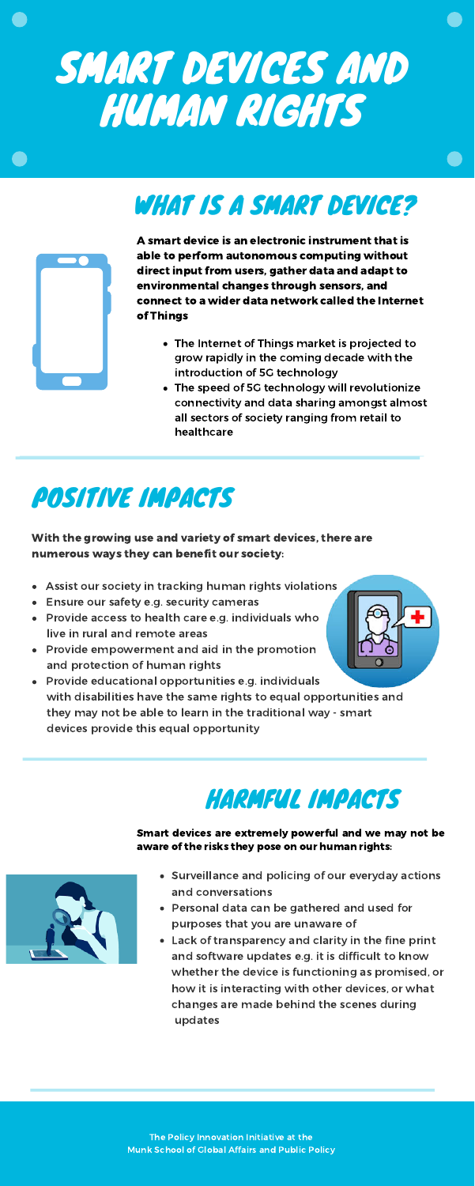# SMART DEVICES AND HUMAN RIGHTS

## WHAT IS A SMART DEVICE?

**A smart device is an electronic instrument that is able to perform autonomous computing without direct input from users, gather data and adapt to environmental changes through sensors, and connect to a wider data network called the Internet of Things**

- The Internet of Things market is projected to grow rapidly in the coming decade with the introduction of 5G technology
- The speed of 5G technology will revolutionize connectivity and data sharing amongst almost all sectors of society ranging from retail to healthcare

## POSITIVE IMPACTS

**With the growing use and variety of smart devices, there are numerous ways they can benefit our society:**

- Assist our society in tracking human rights violations
- Ensure our safety e.g. security cameras
- Provide access to health care e.g. individuals who live in rural and remote areas
- Provide empowerment and aid in the promotion and protection of human rights
- Provide educational opportunities e.g. individuals with disabilities have the same rights to equal opportunities and they may not be able to learn in the traditional way - smart devices provide this equal opportunity

## HARMFUL IMPACTS

**Smart devices are extremely powerful and we may not be aware of the risks they pose on our human rights:**

- Surveillance and policing of our everyday actions and conversations
- Personal data can be gathered and used for purposes that you are unaware of
- Lack of transparency and clarity in the fine print and software updates e.g. it is difficult to know whether the device is functioning as promised, or how it is interacting with other devices, or what changes are made behind the scenes during updates

The Policy Innovation Initiative at the Munk School of Global Affairs and Public Policy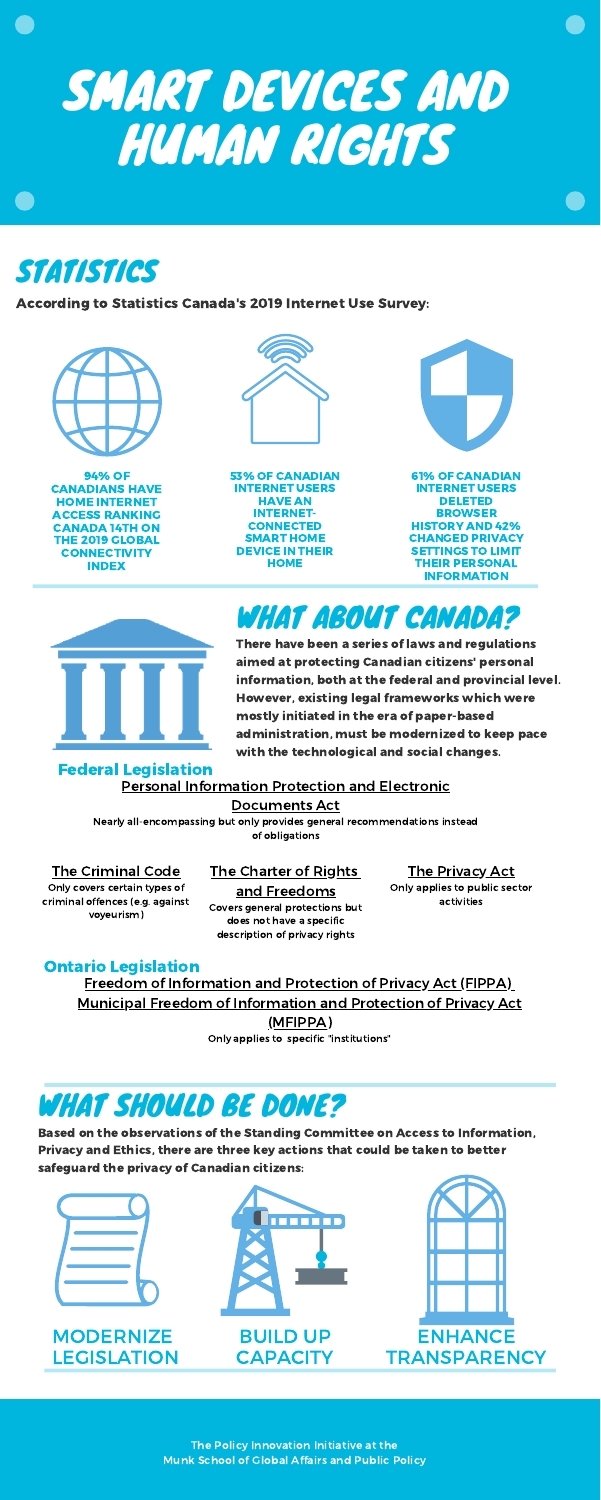# SMART DEVICES AND HUMAN RIGHTS

## STATISTICS

**According to Statistics Canada's 2019 Internet Use Survey:**

**94% OF CANADIANS HAVE HOME INTERNET ACCESS RANKING CANADA 14TH ON THE 2019 GLOBAL CONNECTIVITY INDEX**

**53% OF CANADIAN INTERNET USERS HAVE AN INTERNET-CONNECTED SMART HOME DEVICE IN THEIR HOME**

**61% OF CANADIAN INTERNET USERS DELETED BROWSER HISTORY AND 42% CHANGED PRIVACY SETTINGS TO LIMIT THEIR PERSONAL INFORMATION**

## WHAT ABOUT CANADA?

**There have been a series of laws and regulations aimed at protecting Canadian citizens' personal information, both at the federal and provincial level. However, existing legal frameworks which were mostly initiated in the era of paper-based administration, must be modernized to keep pace with the technological and social changes.**

### Federal Legislation

**Personal Information Protection and Electronic Documents Act**
Nearly all-encompassing but only provides general recommendations instead of obligations

**The Criminal Code**
Only covers certain types of criminal offences (e.g. against voyeurism)

**The Charter of Rights and Freedoms**
Covers general protections but does not have a specific description of privacy rights

**The Privacy Act**
Only applies to public sector activities

### Ontario Legislation

**Freedom of Information and Protection of Privacy Act (FIPPA)**
**Municipal Freedom of Information and Protection of Privacy Act (MFIPPA)**
Only applies to specific "institutions"

## WHAT SHOULD BE DONE?

**Based on the observations of the Standing Committee on Access to Information, Privacy and Ethics, there are three key actions that could be taken to better safeguard the privacy of Canadian citizens:**

MODERNIZE LEGISLATION

BUILD UP CAPACITY

ENHANCE TRANSPARENCY

The Policy Innovation Initiative at the Munk School of Global Affairs and Public Policy